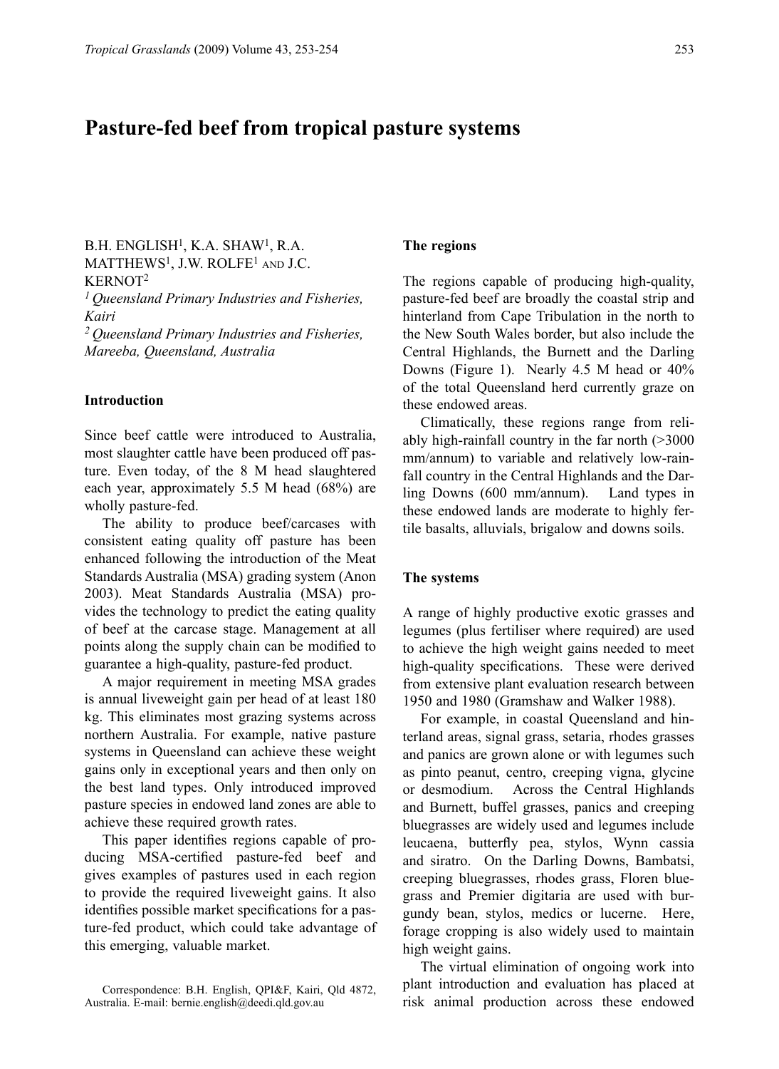# Pasture-fed beef from tropical pasture systems

B.H. ENGLISH[1], K.A. SHAW[1], R.A. MATTHEWS[1], J.W. ROLFE[1] AND J.C. KERNOT[2]

*[1] Queensland Primary Industries and Fisheries, Kairi*

*[2] Queensland Primary Industries and Fisheries, Mareeba, Queensland, Australia*

## Introduction

Since beef cattle were introduced to Australia, most slaughter cattle have been produced off pasture. Even today, of the 8 M head slaughtered each year, approximately 5.5 M head (68%) are wholly pasture-fed.

The ability to produce beef/carcases with consistent eating quality off pasture has been enhanced following the introduction of the Meat Standards Australia (MSA) grading system (Anon 2003). Meat Standards Australia (MSA) provides the technology to predict the eating quality of beef at the carcase stage. Management at all points along the supply chain can be modified to guarantee a high-quality, pasture-fed product.

A major requirement in meeting MSA grades is annual liveweight gain per head of at least 180 kg. This eliminates most grazing systems across northern Australia. For example, native pasture systems in Queensland can achieve these weight gains only in exceptional years and then only on the best land types. Only introduced improved pasture species in endowed land zones are able to achieve these required growth rates.

This paper identifies regions capable of producing MSA-certified pasture-fed beef and gives examples of pastures used in each region to provide the required liveweight gains. It also identifies possible market specifications for a pasture-fed product, which could take advantage of this emerging, valuable market.

Correspondence: B.H. English, QPI&F, Kairi, Qld 4872, Australia. E-mail: bernie.english@deedi.qld.gov.au

## The regions

The regions capable of producing high-quality, pasture-fed beef are broadly the coastal strip and hinterland from Cape Tribulation in the north to the New South Wales border, but also include the Central Highlands, the Burnett and the Darling Downs (Figure 1). Nearly 4.5 M head or 40% of the total Queensland herd currently graze on these endowed areas.

Climatically, these regions range from reliably high-rainfall country in the far north (>3000 mm/annum) to variable and relatively low-rainfall country in the Central Highlands and the Darling Downs (600 mm/annum). Land types in these endowed lands are moderate to highly fertile basalts, alluvials, brigalow and downs soils.

## The systems

A range of highly productive exotic grasses and legumes (plus fertiliser where required) are used to achieve the high weight gains needed to meet high-quality specifications. These were derived from extensive plant evaluation research between 1950 and 1980 (Gramshaw and Walker 1988).

For example, in coastal Queensland and hinterland areas, signal grass, setaria, rhodes grasses and panics are grown alone or with legumes such as pinto peanut, centro, creeping vigna, glycine or desmodium. Across the Central Highlands and Burnett, buffel grasses, panics and creeping bluegrasses are widely used and legumes include leucaena, butterfly pea, stylos, Wynn cassia and siratro. On the Darling Downs, Bambatsi, creeping bluegrasses, rhodes grass, Floren bluegrass and Premier digitaria are used with burgundy bean, stylos, medics or lucerne. Here, forage cropping is also widely used to maintain high weight gains.

The virtual elimination of ongoing work into plant introduction and evaluation has placed at risk animal production across these endowed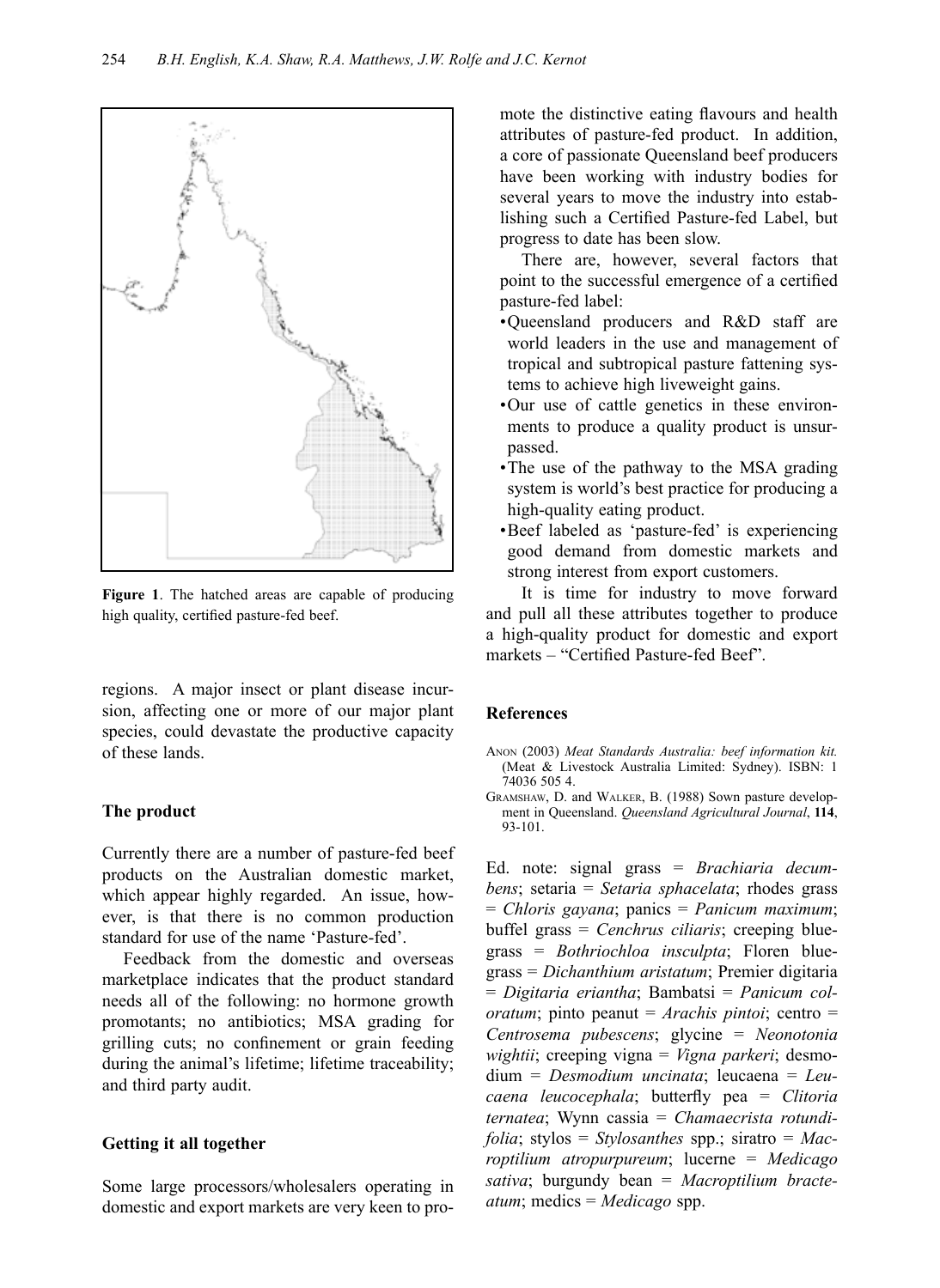Figure 1. The hatched areas are capable of producing high quality, certified pasture-fed beef.

regions. A major insect or plant disease incursion, affecting one or more of our major plant species, could devastate the productive capacity of these lands.

## The product

Currently there are a number of pasture-fed beef products on the Australian domestic market, which appear highly regarded. An issue, however, is that there is no common production standard for use of the name 'Pasture-fed'.

Feedback from the domestic and overseas marketplace indicates that the product standard needs all of the following: no hormone growth promotants; no antibiotics; MSA grading for grilling cuts; no confinement or grain feeding during the animal's lifetime; lifetime traceability; and third party audit.

## Getting it all together

Some large processors/wholesalers operating in domestic and export markets are very keen to promote the distinctive eating flavours and health attributes of pasture-fed product. In addition, a core of passionate Queensland beef producers have been working with industry bodies for several years to move the industry into establishing such a Certified Pasture-fed Label, but progress to date has been slow.

There are, however, several factors that point to the successful emergence of a certified pasture-fed label:

- Queensland producers and R&D staff are world leaders in the use and management of tropical and subtropical pasture fattening systems to achieve high liveweight gains.
- Our use of cattle genetics in these environments to produce a quality product is unsurpassed.
- The use of the pathway to the MSA grading system is world's best practice for producing a high-quality eating product.
- Beef labeled as 'pasture-fed' is experiencing good demand from domestic markets and strong interest from export customers.

It is time for industry to move forward and pull all these attributes together to produce a high-quality product for domestic and export markets – "Certified Pasture-fed Beef".

## References

Anon (2003) *Meat Standards Australia: beef information kit.* (Meat & Livestock Australia Limited: Sydney). ISBN: 1 74036 505 4.

Gramshaw, D. and Walker, B. (1988) Sown pasture development in Queensland. *Queensland Agricultural Journal*, **114**, 93-101.

Ed. note: signal grass = *Brachiaria decumbens*; setaria = *Setaria sphacelata*; rhodes grass = *Chloris gayana*; panics = *Panicum maximum*; buffel grass = *Cenchrus ciliaris*; creeping bluegrass = *Bothriochloa insculpta*; Floren bluegrass = *Dichanthium aristatum*; Premier digitaria = *Digitaria eriantha*; Bambatsi = *Panicum coloratum*; pinto peanut = *Arachis pintoi*; centro = *Centrosema pubescens*; glycine = *Neonotonia wightii*; creeping vigna = *Vigna parkeri*; desmodium = *Desmodium uncinata*; leucaena = *Leucaena leucocephala*; butterfly pea = *Clitoria ternatea*; Wynn cassia = *Chamaecrista rotundifolia*; stylos = *Stylosanthes* spp.; siratro = *Macroptilium atropurpureum*; lucerne = *Medicago sativa*; burgundy bean = *Macroptilium bracteatum*; medics = *Medicago* spp.